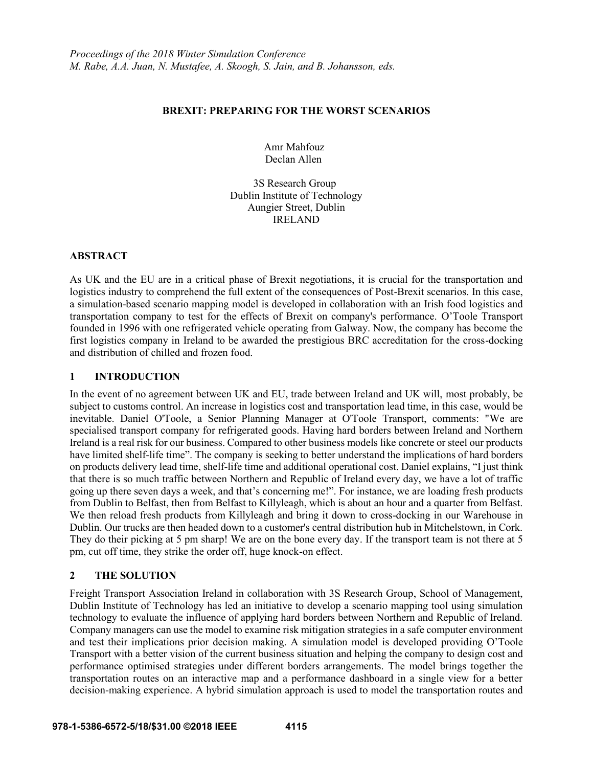*Proceedings of the 2018 Winter Simulation Conference*
*M. Rabe, A.A. Juan, N. Mustafee, A. Skoogh, S. Jain, and B. Johansson, eds.*

# BREXIT: PREPARING FOR THE WORST SCENARIOS

Amr Mahfouz
Declan Allen

3S Research Group
Dublin Institute of Technology
Aungier Street, Dublin
IRELAND

## ABSTRACT

As UK and the EU are in a critical phase of Brexit negotiations, it is crucial for the transportation and logistics industry to comprehend the full extent of the consequences of Post-Brexit scenarios. In this case, a simulation-based scenario mapping model is developed in collaboration with an Irish food logistics and transportation company to test for the effects of Brexit on company's performance. O'Toole Transport founded in 1996 with one refrigerated vehicle operating from Galway. Now, the company has become the first logistics company in Ireland to be awarded the prestigious BRC accreditation for the cross-docking and distribution of chilled and frozen food.

## 1 INTRODUCTION

In the event of no agreement between UK and EU, trade between Ireland and UK will, most probably, be subject to customs control. An increase in logistics cost and transportation lead time, in this case, would be inevitable. Daniel O'Toole, a Senior Planning Manager at O'Toole Transport, comments: "We are specialised transport company for refrigerated goods. Having hard borders between Ireland and Northern Ireland is a real risk for our business. Compared to other business models like concrete or steel our products have limited shelf-life time". The company is seeking to better understand the implications of hard borders on products delivery lead time, shelf-life time and additional operational cost. Daniel explains, "I just think that there is so much traffic between Northern and Republic of Ireland every day, we have a lot of traffic going up there seven days a week, and that's concerning me!". For instance, we are loading fresh products from Dublin to Belfast, then from Belfast to Killyleagh, which is about an hour and a quarter from Belfast. We then reload fresh products from Killyleagh and bring it down to cross-docking in our Warehouse in Dublin. Our trucks are then headed down to a customer's central distribution hub in Mitchelstown, in Cork. They do their picking at 5 pm sharp! We are on the bone every day. If the transport team is not there at 5 pm, cut off time, they strike the order off, huge knock-on effect.

## 2 THE SOLUTION

Freight Transport Association Ireland in collaboration with 3S Research Group, School of Management, Dublin Institute of Technology has led an initiative to develop a scenario mapping tool using simulation technology to evaluate the influence of applying hard borders between Northern and Republic of Ireland. Company managers can use the model to examine risk mitigation strategies in a safe computer environment and test their implications prior decision making. A simulation model is developed providing O'Toole Transport with a better vision of the current business situation and helping the company to design cost and performance optimised strategies under different borders arrangements. The model brings together the transportation routes on an interactive map and a performance dashboard in a single view for a better decision-making experience. A hybrid simulation approach is used to model the transportation routes and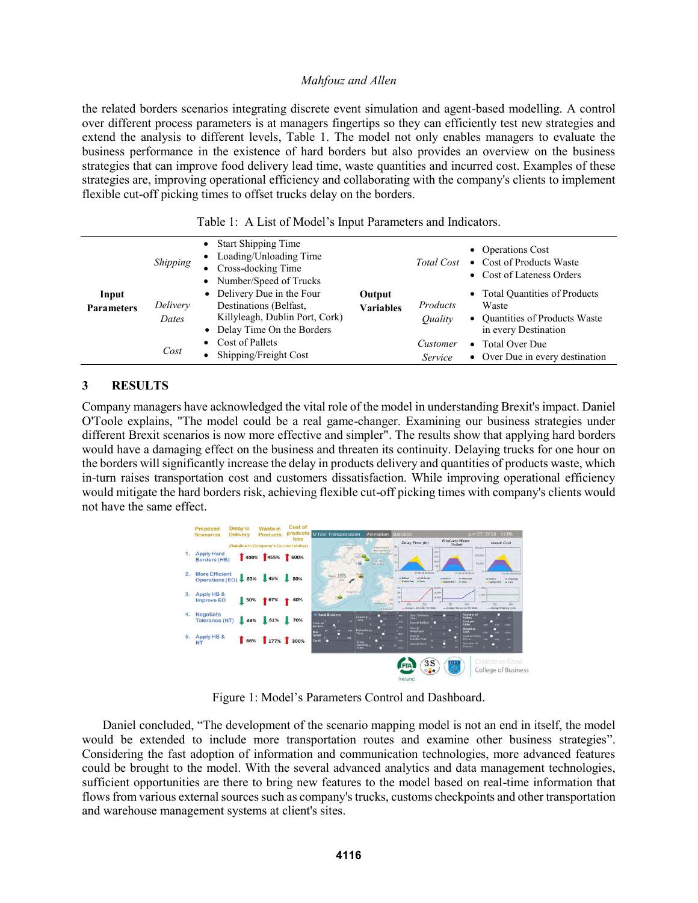the related borders scenarios integrating discrete event simulation and agent-based modelling. A control over different process parameters is at managers fingertips so they can efficiently test new strategies and extend the analysis to different levels, Table 1. The model not only enables managers to evaluate the business performance in the existence of hard borders but also provides an overview on the business strategies that can improve food delivery lead time, waste quantities and incurred cost. Examples of these strategies are, improving operational efficiency and collaborating with the company's clients to implement flexible cut-off picking times to offset trucks delay on the borders.

Table 1: A List of Model's Input Parameters and Indicators.

| | | | | | |
|---|---|---|---|---|---|
| **Input Parameters** | *Shipping* | • Start Shipping Time<br>• Loading/Unloading Time<br>• Cross-docking Time<br>• Number/Speed of Trucks | **Output Variables** | *Total Cost* | • Operations Cost<br>• Cost of Products Waste<br>• Cost of Lateness Orders |
| | *Delivery Dates* | • Delivery Due in the Four Destinations (Belfast, Killyleagh, Dublin Port, Cork)<br>• Delay Time On the Borders | | *Products Quality* | • Total Quantities of Products Waste<br>• Quantities of Products Waste in every Destination |
| | *Cost* | • Cost of Pallets<br>• Shipping/Freight Cost | | *Customer Service* | • Total Over Due<br>• Over Due in every destination |

## 3 RESULTS

Company managers have acknowledged the vital role of the model in understanding Brexit's impact. Daniel O'Toole explains, "The model could be a real game-changer. Examining our business strategies under different Brexit scenarios is now more effective and simpler". The results show that applying hard borders would have a damaging effect on the business and threaten its continuity. Delaying trucks for one hour on the borders will significantly increase the delay in products delivery and quantities of products waste, which in-turn raises transportation cost and customers dissatisfaction. While improving operational efficiency would mitigate the hard borders risk, achieving flexible cut-off picking times with company's clients would not have the same effect.

Proposed Scenarios | Delay in Delivery | Waste in Products | Cost of products loss

(Relative to Company's Current status)

1. Apply Hard Borders (HB) 400% 455% 600%
2. More Efficient Operations (EO) 83% 45% 80%
3. Apply HB & Improve EO 50% 67% 40%
4. Negotiate Tolerance (NT) 33% 61% 70%
5. Apply HB & NT 66% 177% 300%

Figure 1: Model's Parameters Control and Dashboard.

Daniel concluded, "The development of the scenario mapping model is not an end in itself, the model would be extended to include more transportation routes and examine other business strategies". Considering the fast adoption of information and communication technologies, more advanced features could be brought to the model. With the several advanced analytics and data management technologies, sufficient opportunities are there to bring new features to the model based on real-time information that flows from various external sources such as company's trucks, customs checkpoints and other transportation and warehouse management systems at client's sites.